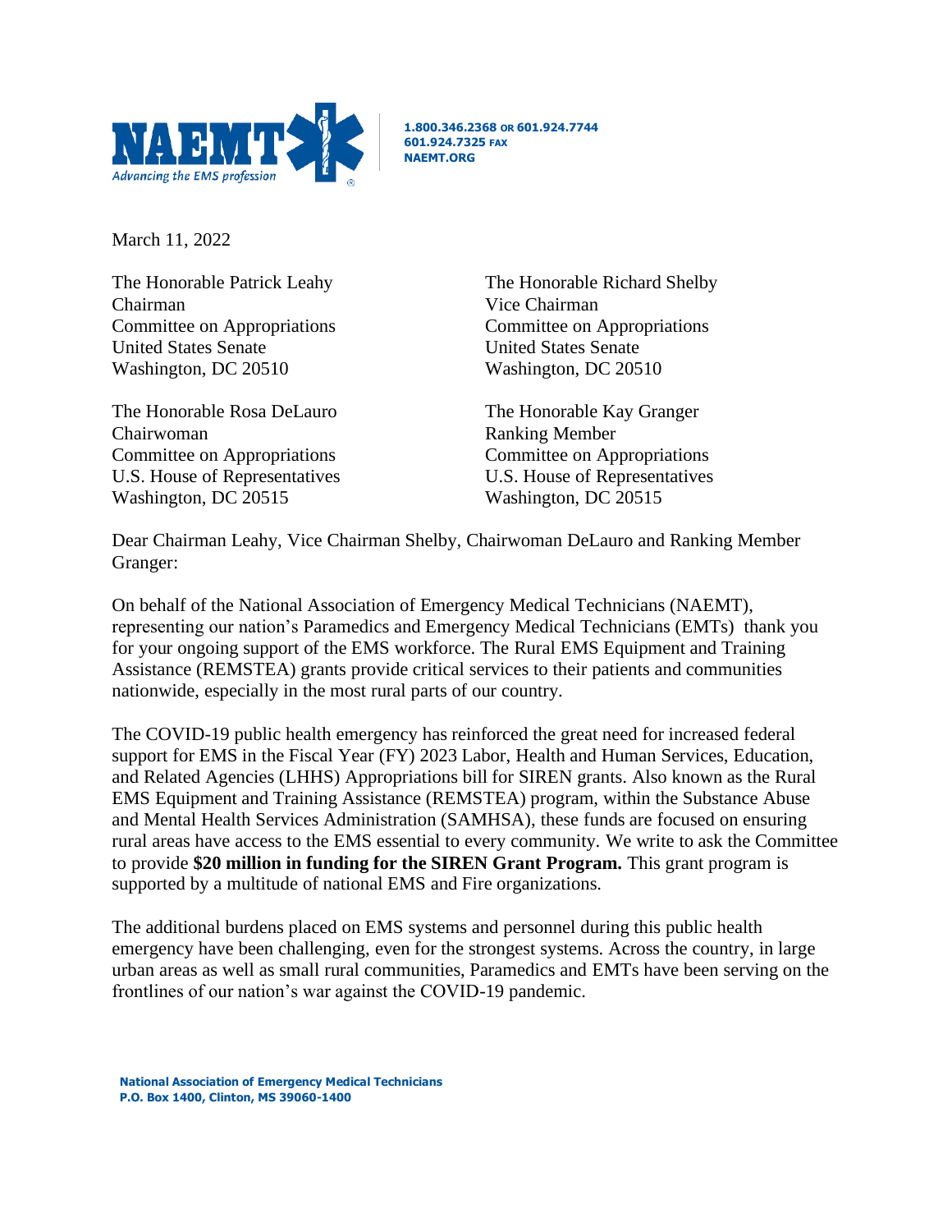NAEMT

*Advancing the EMS profession*

**1.800.346.2368 OR 601.924.7744**
**601.924.7325 FAX**
**NAEMT.ORG**

March 11, 2022

The Honorable Patrick Leahy
Chairman
Committee on Appropriations
United States Senate
Washington, DC 20510

The Honorable Richard Shelby
Vice Chairman
Committee on Appropriations
United States Senate
Washington, DC 20510

The Honorable Rosa DeLauro
Chairwoman
Committee on Appropriations
U.S. House of Representatives
Washington, DC 20515

The Honorable Kay Granger
Ranking Member
Committee on Appropriations
U.S. House of Representatives
Washington, DC 20515

Dear Chairman Leahy, Vice Chairman Shelby, Chairwoman DeLauro and Ranking Member Granger:

On behalf of the National Association of Emergency Medical Technicians (NAEMT), representing our nation's Paramedics and Emergency Medical Technicians (EMTs) thank you for your ongoing support of the EMS workforce. The Rural EMS Equipment and Training Assistance (REMSTEA) grants provide critical services to their patients and communities nationwide, especially in the most rural parts of our country.

The COVID-19 public health emergency has reinforced the great need for increased federal support for EMS in the Fiscal Year (FY) 2023 Labor, Health and Human Services, Education, and Related Agencies (LHHS) Appropriations bill for SIREN grants. Also known as the Rural EMS Equipment and Training Assistance (REMSTEA) program, within the Substance Abuse and Mental Health Services Administration (SAMHSA), these funds are focused on ensuring rural areas have access to the EMS essential to every community. We write to ask the Committee to provide **$20 million in funding for the SIREN Grant Program.** This grant program is supported by a multitude of national EMS and Fire organizations.

The additional burdens placed on EMS systems and personnel during this public health emergency have been challenging, even for the strongest systems. Across the country, in large urban areas as well as small rural communities, Paramedics and EMTs have been serving on the frontlines of our nation's war against the COVID-19 pandemic.

**National Association of Emergency Medical Technicians**
**P.O. Box 1400, Clinton, MS 39060-1400**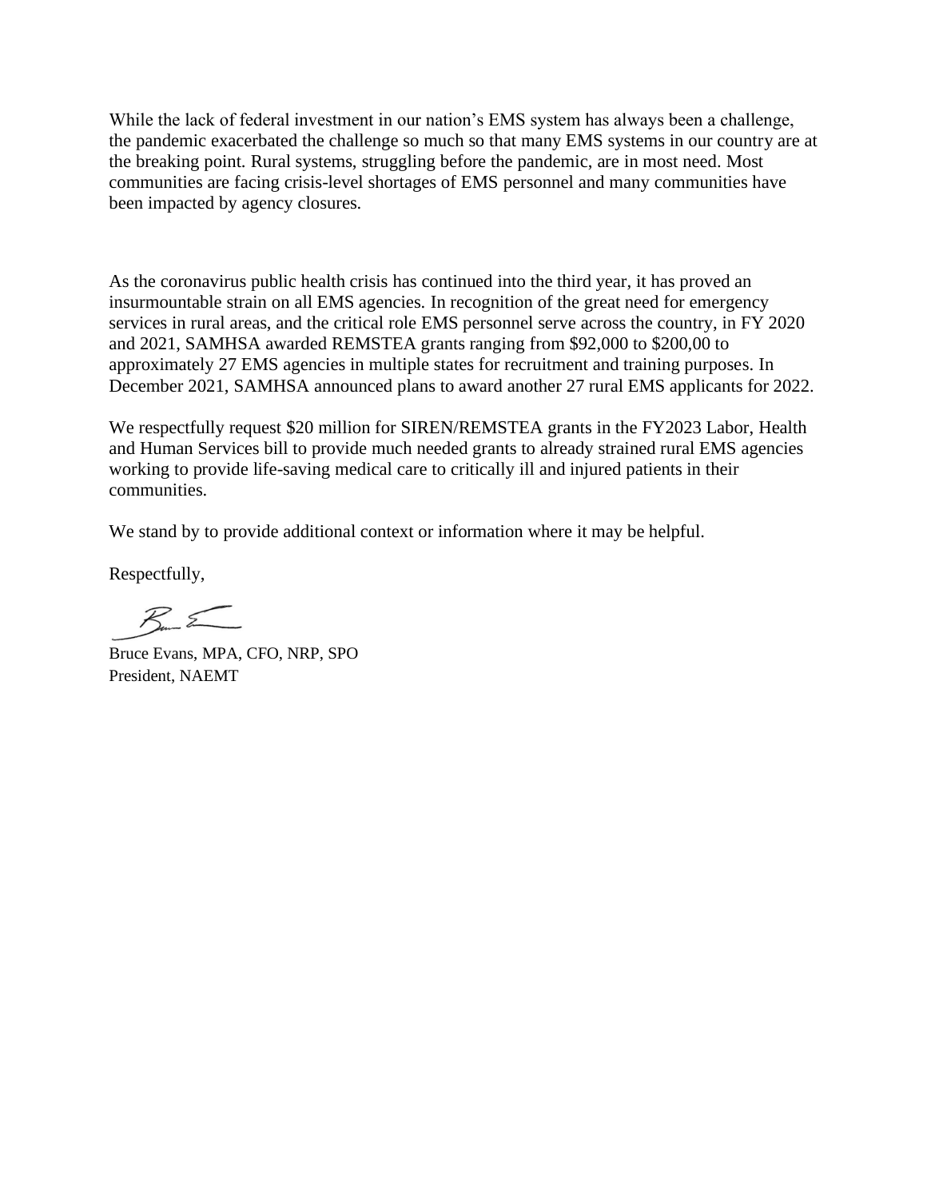While the lack of federal investment in our nation's EMS system has always been a challenge, the pandemic exacerbated the challenge so much so that many EMS systems in our country are at the breaking point. Rural systems, struggling before the pandemic, are in most need. Most communities are facing crisis-level shortages of EMS personnel and many communities have been impacted by agency closures.

As the coronavirus public health crisis has continued into the third year, it has proved an insurmountable strain on all EMS agencies. In recognition of the great need for emergency services in rural areas, and the critical role EMS personnel serve across the country, in FY 2020 and 2021, SAMHSA awarded REMSTEA grants ranging from $92,000 to $200,00 to approximately 27 EMS agencies in multiple states for recruitment and training purposes. In December 2021, SAMHSA announced plans to award another 27 rural EMS applicants for 2022.

We respectfully request $20 million for SIREN/REMSTEA grants in the FY2023 Labor, Health and Human Services bill to provide much needed grants to already strained rural EMS agencies working to provide life-saving medical care to critically ill and injured patients in their communities.

We stand by to provide additional context or information where it may be helpful.

Respectfully,

Bruce Evans, MPA, CFO, NRP, SPO
President, NAEMT